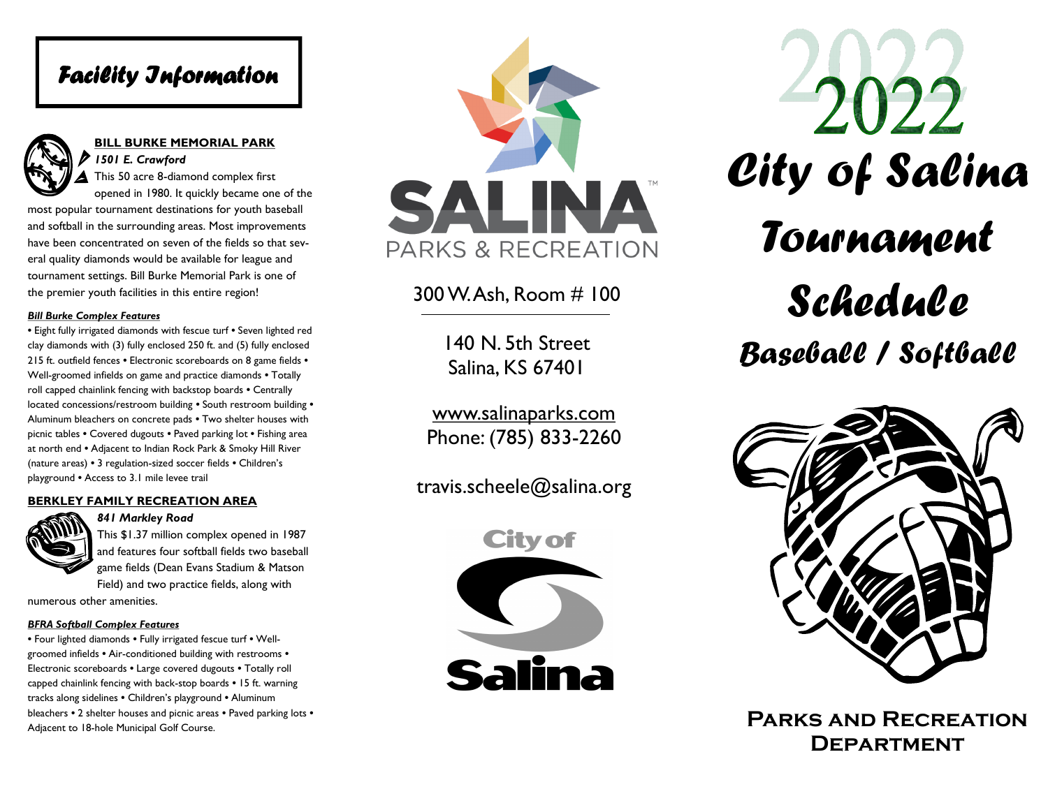# Facility Information

## BILL BURKE MEMORIAL PARK

*1501 E. Crawford*

This 50 acre 8-diamond complex first opened in 1980. It quickly became one of the most popular tournament destinations for youth baseball and softball in the surrounding areas. Most improvements have been concentrated on seven of the fields so that several quality diamonds would be available for league and tournament settings. Bill Burke Memorial Park is one of the premier youth facilities in this entire region!

***Bill Burke Complex Features***

• Eight fully irrigated diamonds with fescue turf • Seven lighted red clay diamonds with (3) fully enclosed 250 ft. and (5) fully enclosed 215 ft. outfield fences • Electronic scoreboards on 8 game fields • Well-groomed infields on game and practice diamonds • Totally roll capped chainlink fencing with backstop boards • Centrally located concessions/restroom building • South restroom building • Aluminum bleachers on concrete pads • Two shelter houses with picnic tables • Covered dugouts • Paved parking lot • Fishing area at north end • Adjacent to Indian Rock Park & Smoky Hill River (nature areas) • 3 regulation-sized soccer fields • Children's playground • Access to 3.1 mile levee trail

## BERKLEY FAMILY RECREATION AREA

*841 Markley Road*

This $1.37 million complex opened in 1987 and features four softball fields two baseball game fields (Dean Evans Stadium & Matson Field) and two practice fields, along with numerous other amenities.

***BFRA Softball Complex Features***

• Four lighted diamonds • Fully irrigated fescue turf • Well-groomed infields • Air-conditioned building with restrooms • Electronic scoreboards • Large covered dugouts • Totally roll capped chainlink fencing with back-stop boards • 15 ft. warning tracks along sidelines • Children's playground • Aluminum bleachers • 2 shelter houses and picnic areas • Paved parking lots • Adjacent to 18-hole Municipal Golf Course.

SALINA PARKS & RECREATION

300 W. Ash, Room # 100

140 N. 5th Street
Salina, KS 67401

www.salinaparks.com
Phone: (785) 833-2260

travis.scheele@salina.org

City of Salina

# 2022 City of Salina Tournament Schedule

## Baseball / Softball

**Parks and Recreation Department**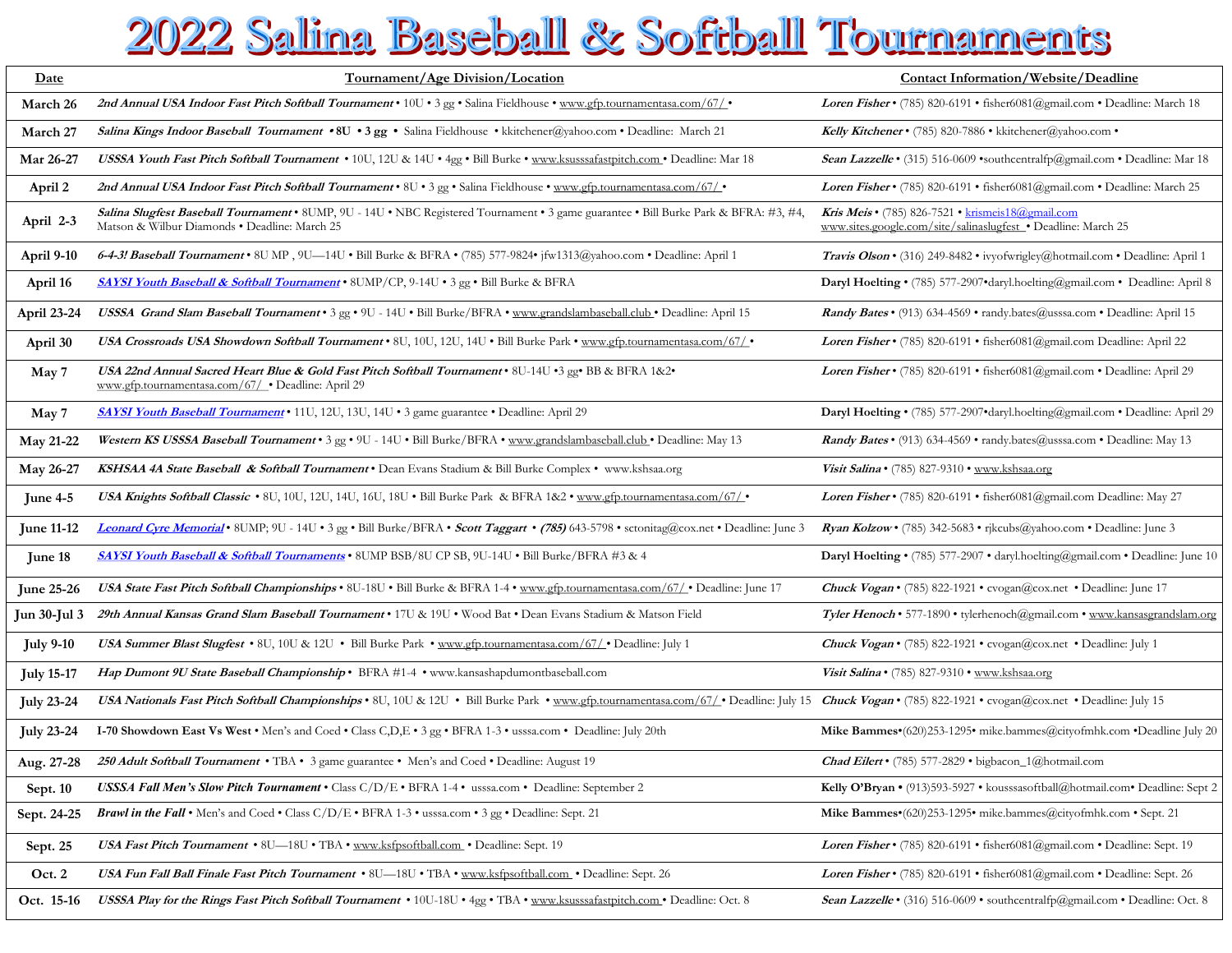# 2022 Salina Baseball & Softball Tournaments

| Date | Tournament/Age Division/Location | Contact Information/Website/Deadline |
|---|---|---|
| March 26 | ***2nd Annual USA Indoor Fast Pitch Softball Tournament*** • 10U • 3 gg • Salina Fieldhouse • www.gfp.tournamentasa.com/67/ • | ***Loren Fisher*** • (785) 820-6191 • fisher6081@gmail.com • Deadline: March 18 |
| March 27 | ***Salina Kings Indoor Baseball Tournament*** • **8U** • **3 gg** • Salina Fieldhouse • kkitchener@yahoo.com • Deadline: March 21 | ***Kelly Kitchener*** • (785) 820-7886 • kkitchener@yahoo.com • |
| Mar 26-27 | ***USSSA Youth Fast Pitch Softball Tournament*** • 10U, 12U & 14U • 4gg • Bill Burke • www.ksusssafastpitch.com • Deadline: Mar 18 | ***Sean Lazzelle*** • (315) 516-0609 •southcentralfp@gmail.com • Deadline: Mar 18 |
| April 2 | ***2nd Annual USA Indoor Fast Pitch Softball Tournament*** • 8U • 3 gg • Salina Fieldhouse • www.gfp.tournamentasa.com/67/ • | ***Loren Fisher*** • (785) 820-6191 • fisher6081@gmail.com • Deadline: March 25 |
| April 2-3 | ***Salina Slugfest Baseball Tournament*** • 8UMP, 9U - 14U • NBC Registered Tournament • 3 game guarantee • Bill Burke Park & BFRA: #3, #4, Matson & Wilbur Diamonds • Deadline: March 25 | ***Kris Meis*** • (785) 826-7521 • krismeis18@gmail.com www.sites.google.com/site/salinaslugfest • Deadline: March 25 |
| April 9-10 | ***6-4-3! Baseball Tournament*** • 8U MP , 9U—14U • Bill Burke & BFRA • (785) 577-9824• jfw1313@yahoo.com • Deadline: April 1 | ***Travis Olson*** • (316) 249-8482 • ivyofwrigley@hotmail.com • Deadline: April 1 |
| April 16 | ***SAYSI Youth Baseball & Softball Tournament*** • 8UMP/CP, 9-14U • 3 gg • Bill Burke & BFRA | **Daryl Hoelting** • (785) 577-2907•daryl.hoelting@gmail.com • Deadline: April 8 |
| April 23-24 | ***USSSA Grand Slam Baseball Tournament*** • 3 gg • 9U - 14U • Bill Burke/BFRA • www.grandslambaseball.club • Deadline: April 15 | ***Randy Bates*** • (913) 634-4569 • randy.bates@usssa.com • Deadline: April 15 |
| April 30 | ***USA Crossroads USA Showdown Softball Tournament*** • 8U, 10U, 12U, 14U • Bill Burke Park • www.gfp.tournamentasa.com/67/ • | ***Loren Fisher*** • (785) 820-6191 • fisher6081@gmail.com Deadline: April 22 |
| May 7 | ***USA 22nd Annual Sacred Heart Blue & Gold Fast Pitch Softball Tournament*** • 8U-14U •3 gg• BB & BFRA 1&2• www.gfp.tournamentasa.com/67/ • Deadline: April 29 | ***Loren Fisher*** • (785) 820-6191 • fisher6081@gmail.com • Deadline: April 29 |
| May 7 | ***SAYSI Youth Baseball Tournament*** • 11U, 12U, 13U, 14U • 3 game guarantee • Deadline: April 29 | **Daryl Hoelting** • (785) 577-2907•daryl.hoelting@gmail.com • Deadline: April 29 |
| May 21-22 | ***Western KS USSSA Baseball Tournament*** • 3 gg • 9U - 14U • Bill Burke/BFRA • www.grandslambaseball.club • Deadline: May 13 | ***Randy Bates*** • (913) 634-4569 • randy.bates@usssa.com • Deadline: May 13 |
| May 26-27 | ***KSHSAA 4A State Baseball & Softball Tournament*** • Dean Evans Stadium & Bill Burke Complex • www.kshsaa.org | ***Visit Salina*** • (785) 827-9310 • www.kshsaa.org |
| June 4-5 | ***USA Knights Softball Classic*** • 8U, 10U, 12U, 14U, 16U, 18U • Bill Burke Park & BFRA 1&2 • www.gfp.tournamentasa.com/67/ • | ***Loren Fisher*** • (785) 820-6191 • fisher6081@gmail.com Deadline: May 27 |
| June 11-12 | ***Leonard Cyre Memorial*** • 8UMP; 9U - 14U • 3 gg • Bill Burke/BFRA • ***Scott Taggart • (785)*** 643-5798 • sctonitag@cox.net • Deadline: June 3 | ***Ryan Kolzow*** • (785) 342-5683 • rjkcubs@yahoo.com • Deadline: June 3 |
| June 18 | ***SAYSI Youth Baseball & Softball Tournaments*** • 8UMP BSB/8U CP SB, 9U-14U • Bill Burke/BFRA #3 & 4 | **Daryl Hoelting** • (785) 577-2907 • daryl.hoelting@gmail.com • Deadline: June 10 |
| June 25-26 | ***USA State Fast Pitch Softball Championships*** • 8U-18U • Bill Burke & BFRA 1-4 • www.gfp.tournamentasa.com/67/ • Deadline: June 17 | ***Chuck Vogan*** • (785) 822-1921 • cvogan@cox.net • Deadline: June 17 |
| Jun 30-Jul 3 | ***29th Annual Kansas Grand Slam Baseball Tournament*** • 17U & 19U • Wood Bat • Dean Evans Stadium & Matson Field | ***Tyler Henoch*** • 577-1890 • tylerhenoch@gmail.com • www.kansasgrandslam.org |
| July 9-10 | ***USA Summer Blast Slugfest*** • 8U, 10U & 12U • Bill Burke Park • www.gfp.tournamentasa.com/67/ • Deadline: July 1 | ***Chuck Vogan*** • (785) 822-1921 • cvogan@cox.net • Deadline: July 1 |
| July 15-17 | ***Hap Dumont 9U State Baseball Championship*** • BFRA #1-4 • www.kansashapdumontbaseball.com | ***Visit Salina*** • (785) 827-9310 • www.kshsaa.org |
| July 23-24 | ***USA Nationals Fast Pitch Softball Championships*** • 8U, 10U & 12U • Bill Burke Park • www.gfp.tournamentasa.com/67/ • Deadline: July 15 | ***Chuck Vogan*** • (785) 822-1921 • cvogan@cox.net • Deadline: July 15 |
| July 23-24 | **I-70 Showdown East Vs West** • Men's and Coed • Class C,D,E • 3 gg • BFRA 1-3 • usssa.com • Deadline: July 20th | **Mike Bammes**•(620)253-1295• mike.bammes@cityofmhk.com •Deadline July 20 |
| Aug. 27-28 | ***250 Adult Softball Tournament*** • TBA • 3 game guarantee • Men's and Coed • Deadline: August 19 | ***Chad Eilert*** • (785) 577-2829 • bigbacon_1@hotmail.com |
| Sept. 10 | ***USSSA Fall Men's Slow Pitch Tournament*** • Class C/D/E • BFRA 1-4 • usssa.com • Deadline: September 2 | **Kelly O'Bryan** • (913)593-5927 • kousssasoftball@hotmail.com• Deadline: Sept 2 |
| Sept. 24-25 | ***Brawl in the Fall*** • Men's and Coed • Class C/D/E • BFRA 1-3 • usssa.com • 3 gg • Deadline: Sept. 21 | **Mike Bammes**•(620)253-1295• mike.bammes@cityofmhk.com • Sept. 21 |
| Sept. 25 | ***USA Fast Pitch Tournament*** • 8U—18U • TBA • www.ksfpsoftball.com • Deadline: Sept. 19 | ***Loren Fisher*** • (785) 820-6191 • fisher6081@gmail.com • Deadline: Sept. 19 |
| Oct. 2 | ***USA Fun Fall Ball Finale Fast Pitch Tournament*** • 8U—18U • TBA • www.ksfpsoftball.com • Deadline: Sept. 26 | ***Loren Fisher*** • (785) 820-6191 • fisher6081@gmail.com • Deadline: Sept. 26 |
| Oct. 15-16 | ***USSSA Play for the Rings Fast Pitch Softball Tournament*** • 10U-18U • 4gg • TBA • www.ksusssafastpitch.com • Deadline: Oct. 8 | ***Sean Lazzelle*** • (316) 516-0609 • southcentralfp@gmail.com • Deadline: Oct. 8 |